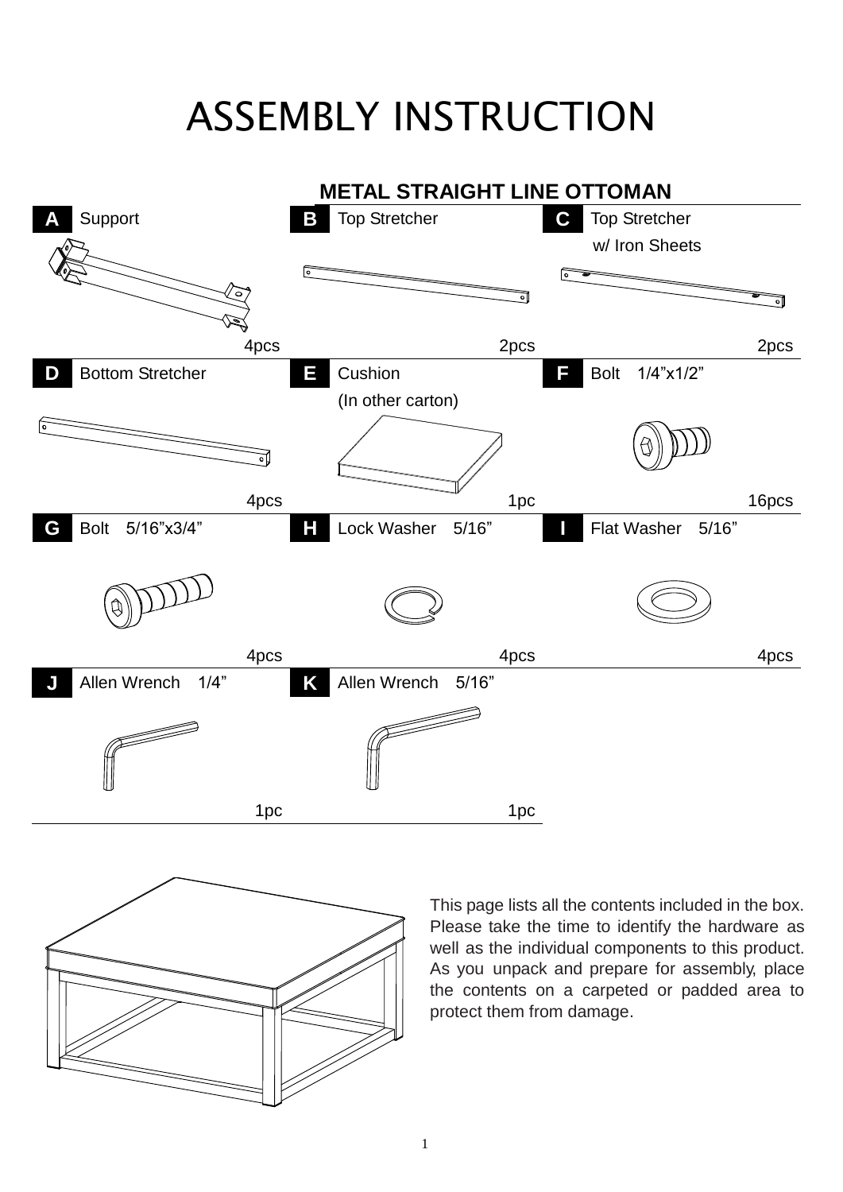# ASSEMBLY INSTRUCTION

## METAL STRAIGHT LINE OTTOMAN

| Part | Description | Quantity |
| --- | --- | --- |
| A | Support | 4pcs |
| B | Top Stretcher | 2pcs |
| C | Top Stretcher w/ Iron Sheets | 2pcs |
| D | Bottom Stretcher | 4pcs |
| E | Cushion (In other carton) | 1pc |
| F | Bolt 1/4”x1/2” | 16pcs |
| G | Bolt 5/16”x3/4” | 4pcs |
| H | Lock Washer 5/16” | 4pcs |
| I | Flat Washer 5/16” | 4pcs |
| J | Allen Wrench 1/4” | 1pc |
| K | Allen Wrench 5/16” | 1pc |

This page lists all the contents included in the box. Please take the time to identify the hardware as well as the individual components to this product. As you unpack and prepare for assembly, place the contents on a carpeted or padded area to protect them from damage.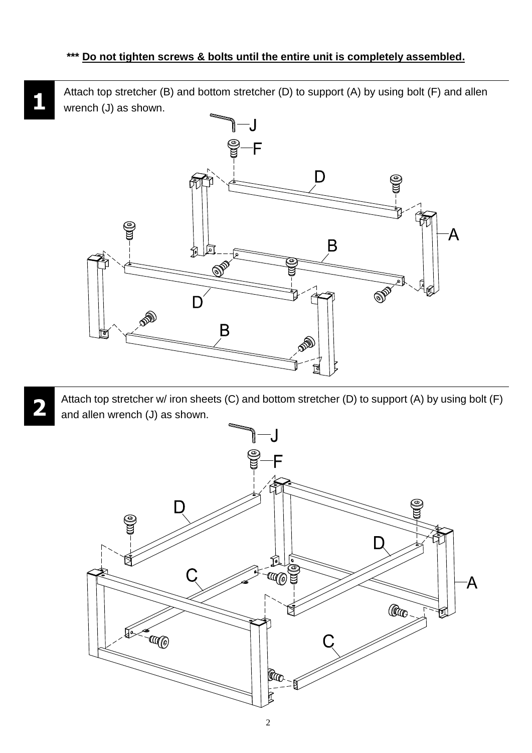***** **Do not tighten screws & bolts until the entire unit is completely assembled.**

**1**

Attach top stretcher (B) and bottom stretcher (D) to support (A) by using bolt (F) and allen wrench (J) as shown.

J

F

D

A

B

D

B

**2**

Attach top stretcher w/ iron sheets (C) and bottom stretcher (D) to support (A) by using bolt (F) and allen wrench (J) as shown.

J

F

D

D

C

A

C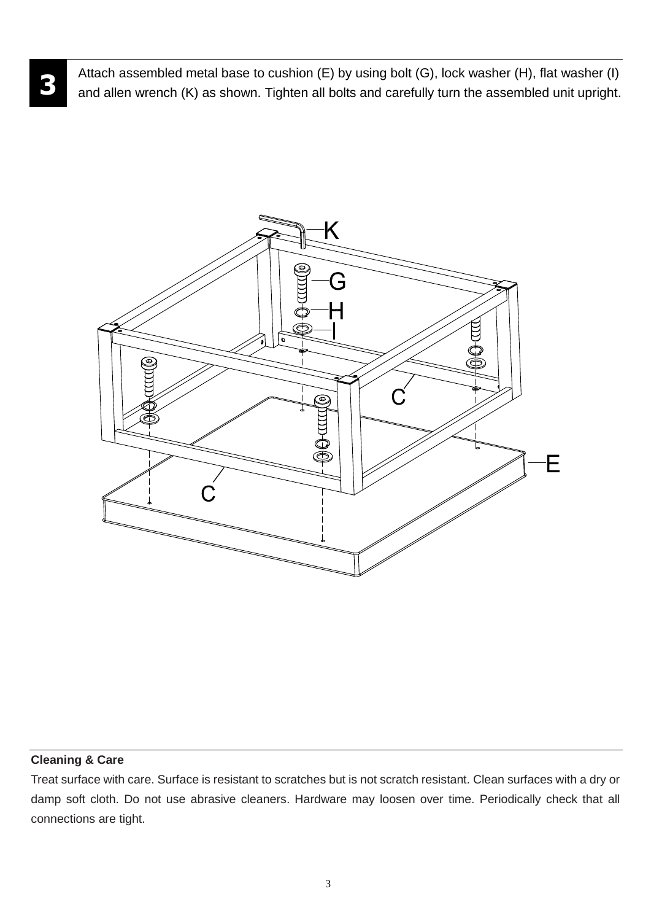**3** Attach assembled metal base to cushion (E) by using bolt (G), lock washer (H), flat washer (I) and allen wrench (K) as shown. Tighten all bolts and carefully turn the assembled unit upright.

K

G

H

I

C

E

C

**Cleaning & Care**

Treat surface with care. Surface is resistant to scratches but is not scratch resistant. Clean surfaces with a dry or damp soft cloth. Do not use abrasive cleaners. Hardware may loosen over time. Periodically check that all connections are tight.